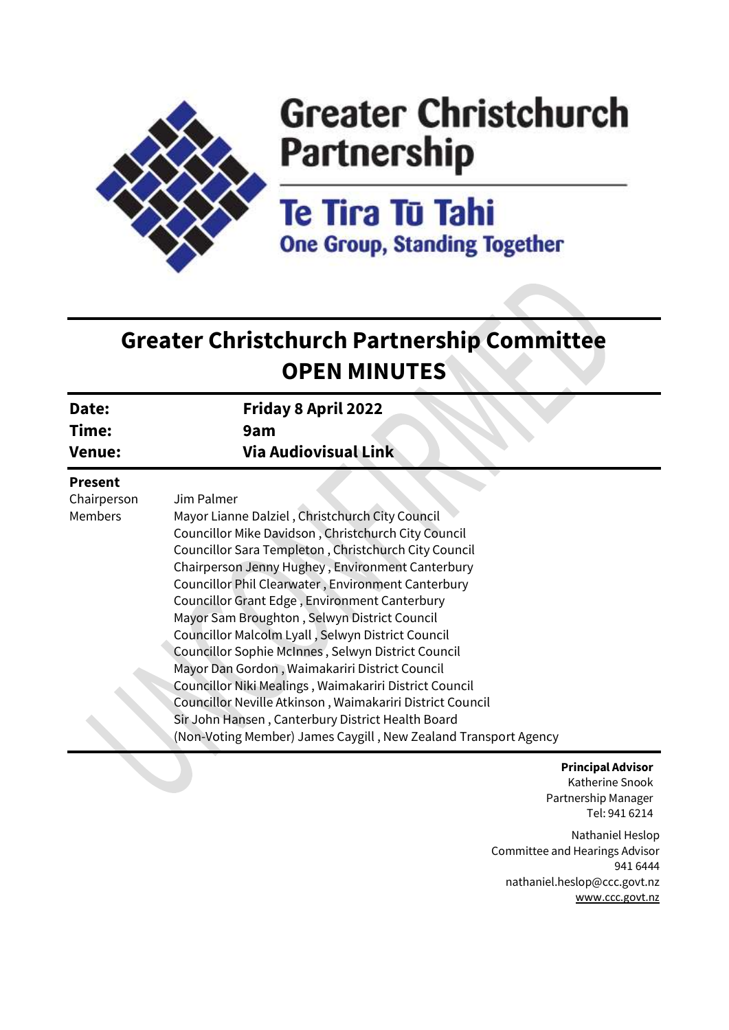# Greater Christchurch Partnership

## Te Tira Tū Tahi

**One Group, Standing Together**

# Greater Christchurch Partnership Committee
# OPEN MINUTES

| | |
|---|---|
| **Date:** | **Friday 8 April 2022** |
| **Time:** | **9am** |
| **Venue:** | **Via Audiovisual Link** |

**Present**

| | |
|---|---|
| Chairperson | Jim Palmer |
| Members | Mayor Lianne Dalziel , Christchurch City Council<br>Councillor Mike Davidson , Christchurch City Council<br>Councillor Sara Templeton , Christchurch City Council<br>Chairperson Jenny Hughey , Environment Canterbury<br>Councillor Phil Clearwater , Environment Canterbury<br>Councillor Grant Edge , Environment Canterbury<br>Mayor Sam Broughton , Selwyn District Council<br>Councillor Malcolm Lyall , Selwyn District Council<br>Councillor Sophie McInnes , Selwyn District Council<br>Mayor Dan Gordon , Waimakariri District Council<br>Councillor Niki Mealings , Waimakariri District Council<br>Councillor Neville Atkinson , Waimakariri District Council<br>Sir John Hansen , Canterbury District Health Board<br>(Non-Voting Member) James Caygill , New Zealand Transport Agency |

**Principal Advisor**
Katherine Snook
Partnership Manager
Tel: 941 6214

Nathaniel Heslop
Committee and Hearings Advisor
941 6444
nathaniel.heslop@ccc.govt.nz
www.ccc.govt.nz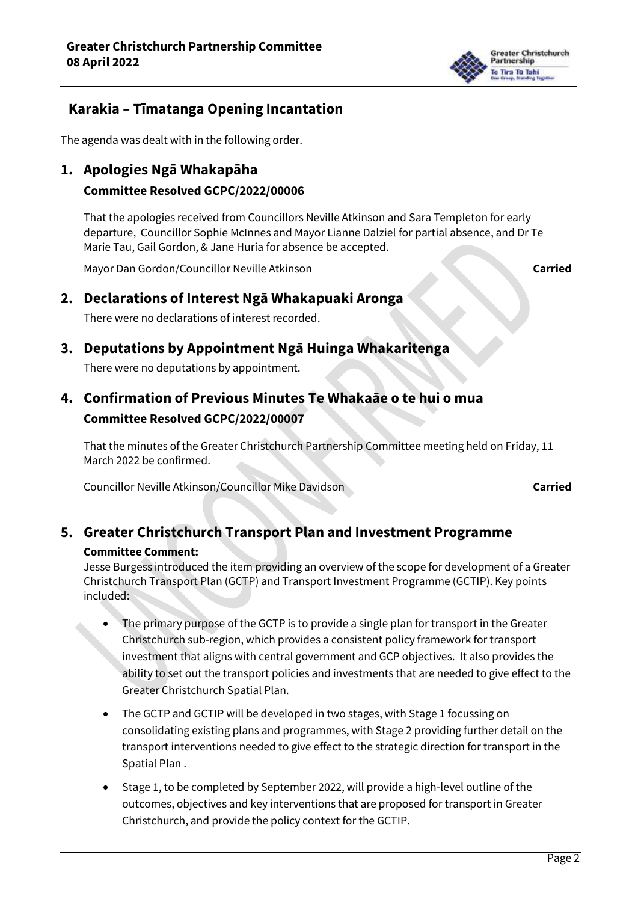## Karakia – Tīmatanga Opening Incantation

The agenda was dealt with in the following order.

## 1. Apologies Ngā Whakapāha

### Committee Resolved GCPC/2022/00006

That the apologies received from Councillors Neville Atkinson and Sara Templeton for early departure, Councillor Sophie McInnes and Mayor Lianne Dalziel for partial absence, and Dr Te Marie Tau, Gail Gordon, & Jane Huria for absence be accepted.

Mayor Dan Gordon/Councillor Neville Atkinson **Carried**

## 2. Declarations of Interest Ngā Whakapuaki Aronga

There were no declarations of interest recorded.

## 3. Deputations by Appointment Ngā Huinga Whakaritenga

There were no deputations by appointment.

## 4. Confirmation of Previous Minutes Te Whakaāe o te hui o mua

### Committee Resolved GCPC/2022/00007

That the minutes of the Greater Christchurch Partnership Committee meeting held on Friday, 11 March 2022 be confirmed.

Councillor Neville Atkinson/Councillor Mike Davidson **Carried**

## 5. Greater Christchurch Transport Plan and Investment Programme

**Committee Comment:**

Jesse Burgess introduced the item providing an overview of the scope for development of a Greater Christchurch Transport Plan (GCTP) and Transport Investment Programme (GCTIP). Key points included:

- The primary purpose of the GCTP is to provide a single plan for transport in the Greater Christchurch sub-region, which provides a consistent policy framework for transport investment that aligns with central government and GCP objectives. It also provides the ability to set out the transport policies and investments that are needed to give effect to the Greater Christchurch Spatial Plan.
- The GCTP and GCTIP will be developed in two stages, with Stage 1 focussing on consolidating existing plans and programmes, with Stage 2 providing further detail on the transport interventions needed to give effect to the strategic direction for transport in the Spatial Plan .
- Stage 1, to be completed by September 2022, will provide a high-level outline of the outcomes, objectives and key interventions that are proposed for transport in Greater Christchurch, and provide the policy context for the GCTIP.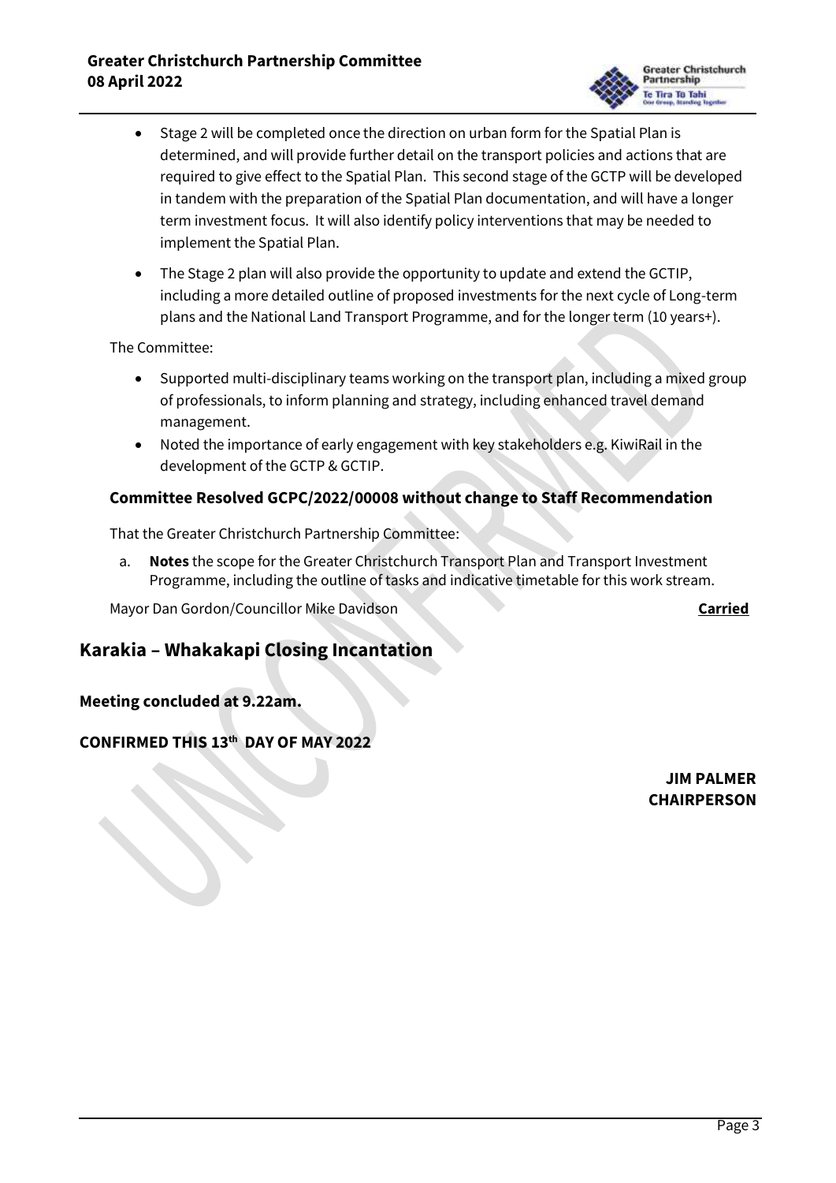- Stage 2 will be completed once the direction on urban form for the Spatial Plan is determined, and will provide further detail on the transport policies and actions that are required to give effect to the Spatial Plan. This second stage of the GCTP will be developed in tandem with the preparation of the Spatial Plan documentation, and will have a longer term investment focus. It will also identify policy interventions that may be needed to implement the Spatial Plan.
- The Stage 2 plan will also provide the opportunity to update and extend the GCTIP, including a more detailed outline of proposed investments for the next cycle of Long-term plans and the National Land Transport Programme, and for the longer term (10 years+).

The Committee:

- Supported multi-disciplinary teams working on the transport plan, including a mixed group of professionals, to inform planning and strategy, including enhanced travel demand management.
- Noted the importance of early engagement with key stakeholders e.g. KiwiRail in the development of the GCTP & GCTIP.

### Committee Resolved GCPC/2022/00008 without change to Staff Recommendation

That the Greater Christchurch Partnership Committee:

a. **Notes** the scope for the Greater Christchurch Transport Plan and Transport Investment Programme, including the outline of tasks and indicative timetable for this work stream.

Mayor Dan Gordon/Councillor Mike Davidson **Carried**

## Karakia – Whakakapi Closing Incantation

**Meeting concluded at 9.22am.**

**CONFIRMED THIS 13th DAY OF MAY 2022**

**JIM PALMER**
**CHAIRPERSON**